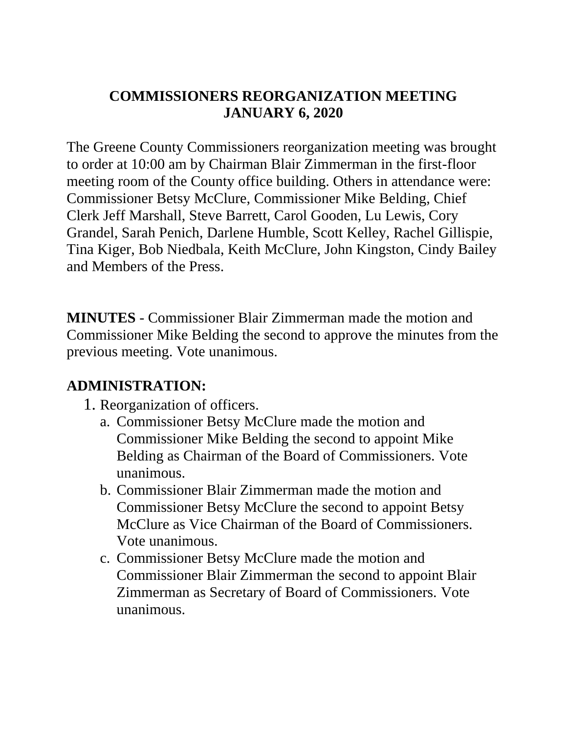# COMMISSIONERS REORGANIZATION MEETING
# JANUARY 6, 2020

The Greene County Commissioners reorganization meeting was brought to order at 10:00 am by Chairman Blair Zimmerman in the first-floor meeting room of the County office building. Others in attendance were: Commissioner Betsy McClure, Commissioner Mike Belding, Chief Clerk Jeff Marshall, Steve Barrett, Carol Gooden, Lu Lewis, Cory Grandel, Sarah Penich, Darlene Humble, Scott Kelley, Rachel Gillispie, Tina Kiger, Bob Niedbala, Keith McClure, John Kingston, Cindy Bailey and Members of the Press.

**MINUTES** - Commissioner Blair Zimmerman made the motion and Commissioner Mike Belding the second to approve the minutes from the previous meeting. Vote unanimous.

## ADMINISTRATION:

1. Reorganization of officers.
   a. Commissioner Betsy McClure made the motion and Commissioner Mike Belding the second to appoint Mike Belding as Chairman of the Board of Commissioners. Vote unanimous.
   b. Commissioner Blair Zimmerman made the motion and Commissioner Betsy McClure the second to appoint Betsy McClure as Vice Chairman of the Board of Commissioners. Vote unanimous.
   c. Commissioner Betsy McClure made the motion and Commissioner Blair Zimmerman the second to appoint Blair Zimmerman as Secretary of Board of Commissioners. Vote unanimous.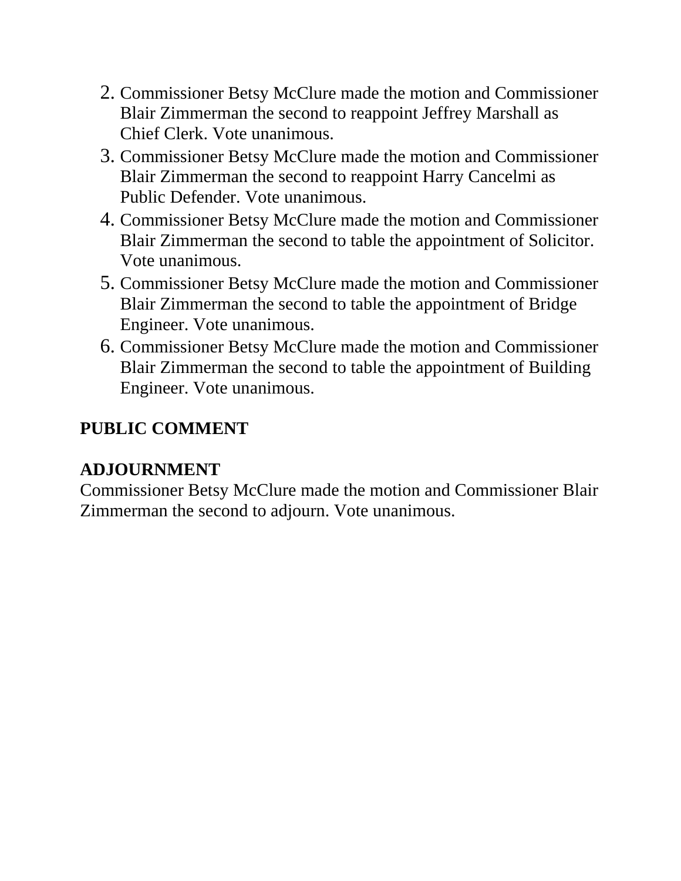2. Commissioner Betsy McClure made the motion and Commissioner Blair Zimmerman the second to reappoint Jeffrey Marshall as Chief Clerk. Vote unanimous.
3. Commissioner Betsy McClure made the motion and Commissioner Blair Zimmerman the second to reappoint Harry Cancelmi as Public Defender. Vote unanimous.
4. Commissioner Betsy McClure made the motion and Commissioner Blair Zimmerman the second to table the appointment of Solicitor. Vote unanimous.
5. Commissioner Betsy McClure made the motion and Commissioner Blair Zimmerman the second to table the appointment of Bridge Engineer. Vote unanimous.
6. Commissioner Betsy McClure made the motion and Commissioner Blair Zimmerman the second to table the appointment of Building Engineer. Vote unanimous.

**PUBLIC COMMENT**

**ADJOURNMENT**

Commissioner Betsy McClure made the motion and Commissioner Blair Zimmerman the second to adjourn. Vote unanimous.